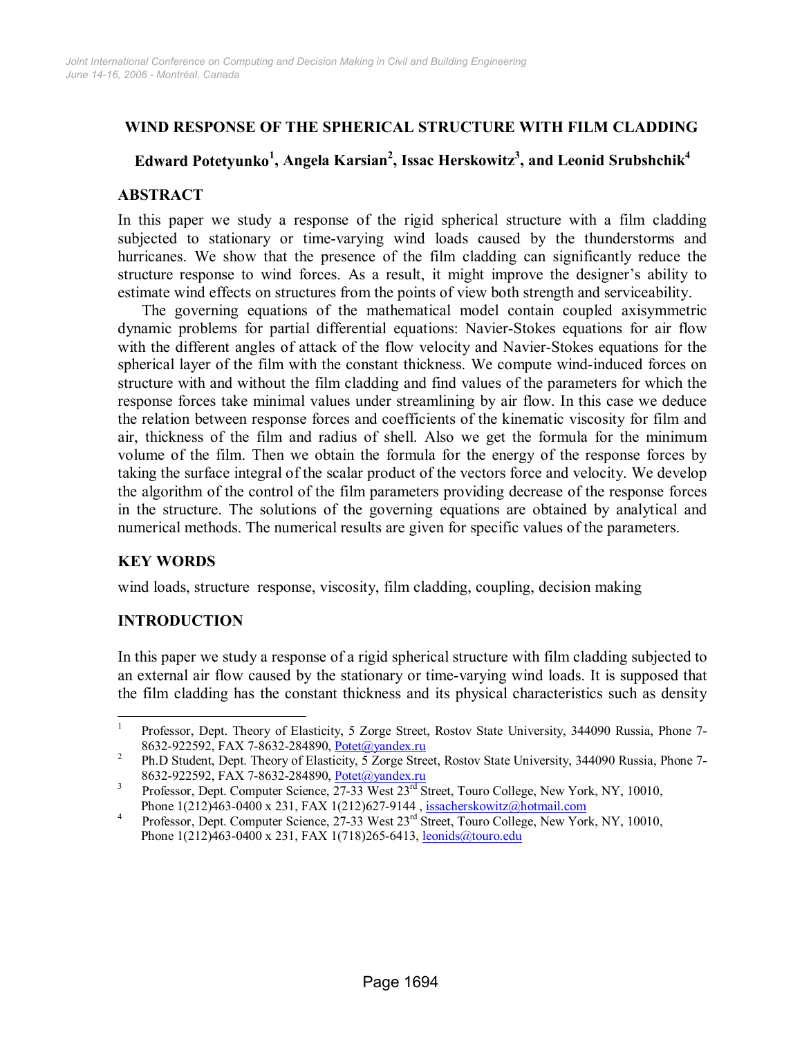# WIND RESPONSE OF THE SPHERICAL STRUCTURE WITH FILM CLADDING

**Edward Potetyunko[1], Angela Karsian[2], Issac Herskowitz[3], and Leonid Srubshchik[4]**

## ABSTRACT

In this paper we study a response of the rigid spherical structure with a film cladding subjected to stationary or time-varying wind loads caused by the thunderstorms and hurricanes. We show that the presence of the film cladding can significantly reduce the structure response to wind forces. As a result, it might improve the designer's ability to estimate wind effects on structures from the points of view both strength and serviceability.

The governing equations of the mathematical model contain coupled axisymmetric dynamic problems for partial differential equations: Navier-Stokes equations for air flow with the different angles of attack of the flow velocity and Navier-Stokes equations for the spherical layer of the film with the constant thickness. We compute wind-induced forces on structure with and without the film cladding and find values of the parameters for which the response forces take minimal values under streamlining by air flow. In this case we deduce the relation between response forces and coefficients of the kinematic viscosity for film and air, thickness of the film and radius of shell. Also we get the formula for the minimum volume of the film. Then we obtain the formula for the energy of the response forces by taking the surface integral of the scalar product of the vectors force and velocity. We develop the algorithm of the control of the film parameters providing decrease of the response forces in the structure. The solutions of the governing equations are obtained by analytical and numerical methods. The numerical results are given for specific values of the parameters.

## KEY WORDS

wind loads, structure response, viscosity, film cladding, coupling, decision making

## INTRODUCTION

In this paper we study a response of a rigid spherical structure with film cladding subjected to an external air flow caused by the stationary or time-varying wind loads. It is supposed that the film cladding has the constant thickness and its physical characteristics such as density

---

[1] Professor, Dept. Theory of Elasticity, 5 Zorge Street, Rostov State University, 344090 Russia, Phone 7-8632-922592, FAX 7-8632-284890, Potet@yandex.ru

[2] Ph.D Student, Dept. Theory of Elasticity, 5 Zorge Street, Rostov State University, 344090 Russia, Phone 7-8632-922592, FAX 7-8632-284890, Potet@yandex.ru

[3] Professor, Dept. Computer Science, 27-33 West 23rd Street, Touro College, New York, NY, 10010, Phone 1(212)463-0400 x 231, FAX 1(212)627-9144 , issacherskowitz@hotmail.com

[4] Professor, Dept. Computer Science, 27-33 West 23rd Street, Touro College, New York, NY, 10010, Phone 1(212)463-0400 x 231, FAX 1(718)265-6413, leonids@touro.edu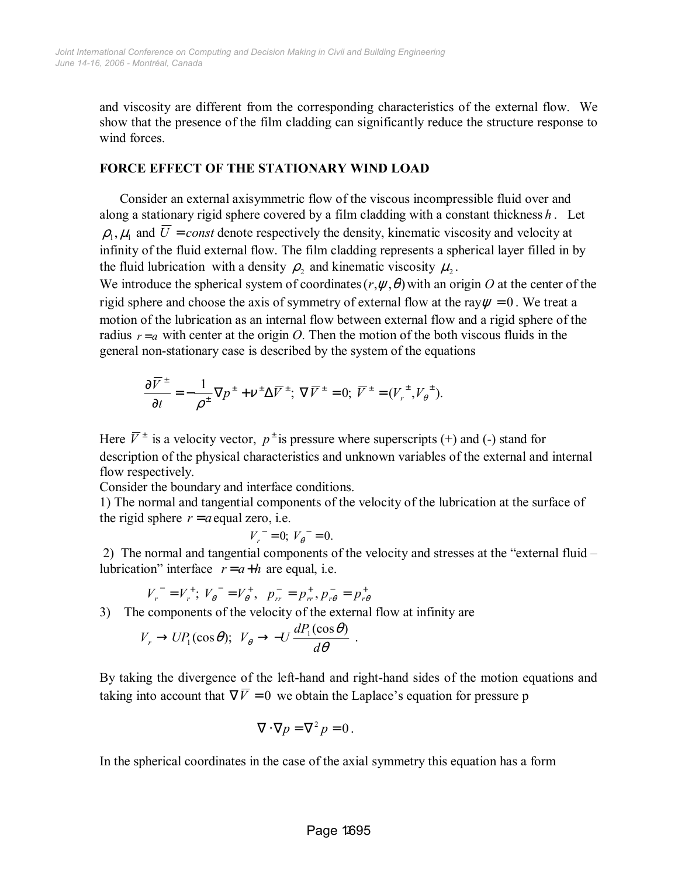and viscosity are different from the corresponding characteristics of the external flow. We show that the presence of the film cladding can significantly reduce the structure response to wind forces.

## FORCE EFFECT OF THE STATIONARY WIND LOAD

Consider an external axisymmetric flow of the viscous incompressible fluid over and along a stationary rigid sphere covered by a film cladding with a constant thickness $h$. Let $\rho_1, \mu_1$ and $\overline{U} = const$ denote respectively the density, kinematic viscosity and velocity at infinity of the fluid external flow. The film cladding represents a spherical layer filled in by the fluid lubrication with a density $\rho_2$ and kinematic viscosity $\mu_2$.

We introduce the spherical system of coordinates $(r, \psi, \theta)$ with an origin $O$ at the center of the rigid sphere and choose the axis of symmetry of external flow at the ray $\psi = 0$. We treat a motion of the lubrication as an internal flow between external flow and a rigid sphere of the radius $r = a$ with center at the origin $O$. Then the motion of the both viscous fluids in the general non-stationary case is described by the system of the equations

$$\frac{\partial \overline{V}^{\pm}}{\partial t} = -\frac{1}{\rho^{\pm}} \nabla p^{\pm} + \nu^{\pm} \Delta \overline{V}^{\pm}; \; \nabla \overline{V}^{\pm} = 0; \; \overline{V}^{\pm} = (V_r^{\pm}, V_\theta^{\pm}).$$

Here $\overline{V}^{\pm}$ is a velocity vector, $p^{\pm}$ is pressure where superscripts (+) and (-) stand for description of the physical characteristics and unknown variables of the external and internal flow respectively.

Consider the boundary and interface conditions.

1) The normal and tangential components of the velocity of the lubrication at the surface of the rigid sphere $r = a$ equal zero, i.e.

$$V_r^{-} = 0; \; V_\theta^{-} = 0.$$

2) The normal and tangential components of the velocity and stresses at the "external fluid – lubrication" interface $r = a + h$ are equal, i.e.

$$V_r^{-} = V_r^{+}; \; V_\theta^{-} = V_\theta^{+}, \;\; p_{rr}^{-} = p_{rr}^{+}, p_{r\theta}^{-} = p_{r\theta}^{+}$$

3) The components of the velocity of the external flow at infinity are

$$V_r \to U P_1(\cos\theta); \;\; V_\theta \to -U \frac{dP_1(\cos\theta)}{d\theta}.$$

By taking the divergence of the left-hand and right-hand sides of the motion equations and taking into account that $\nabla \overline{V} = 0$ we obtain the Laplace's equation for pressure p

$$\nabla \cdot \nabla p = \nabla^2 p = 0.$$

In the spherical coordinates in the case of the axial symmetry this equation has a form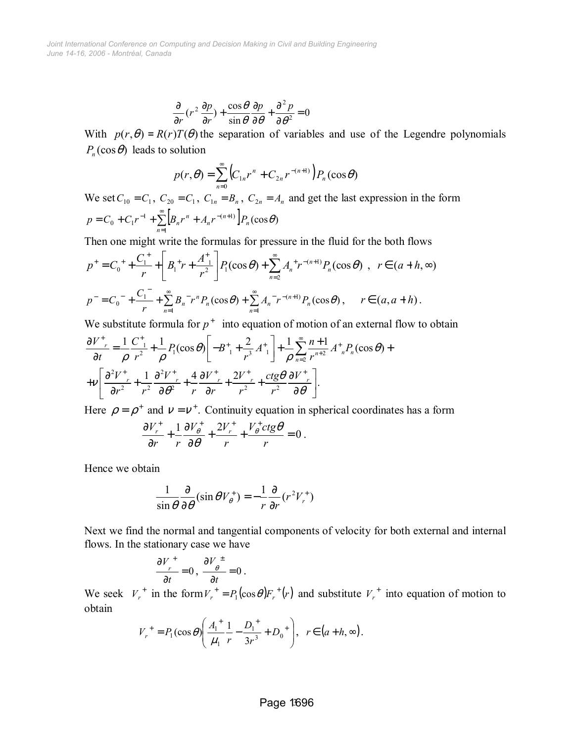$$\frac{\partial}{\partial r}(r^2 \frac{\partial p}{\partial r}) + \frac{\cos\theta}{\sin\theta}\frac{\partial p}{\partial \theta} + \frac{\partial^2 p}{\partial \theta^2} = 0$$

With $p(r,\theta) = R(r)T(\theta)$ the separation of variables and use of the Legendre polynomials $P_n(\cos\theta)$ leads to solution

$$p(r,\theta) = \sum_{n=0}^{\infty}\left(C_{1n}r^n + C_{2n}r^{-(n+1)}\right)P_n(\cos\theta)$$

We set $C_{10} = C_1$, $C_{20} = C_1$, $C_{1n} = B_n$, $C_{2n} = A_n$ and get the last expression in the form

$$p = C_0 + C_1 r^{-1} + \sum_{n=1}^{\infty}\left[B_n r^n + A_n r^{-(n+1)}\right]P_n(\cos\theta)$$

Then one might write the formulas for pressure in the fluid for the both flows

$$p^+ = C_0^{\ +} + \frac{C_1^{\ +}}{r} + \left[B_1^{\ +} r + \frac{A_1^+}{r^2}\right]P_1(\cos\theta) + \sum_{n=2}^{\infty} A_n^{\ +} r^{-(n+1)} P_n(\cos\theta)\ , \quad r \in (a+h, \infty)$$

$$p^- = C_0^{\ -} + \frac{C_1^{\ -}}{r} + \sum_{n=1}^{\infty} B_n^{\ -} r^n P_n(\cos\theta) + \sum_{n=1}^{\infty} A_n^{\ -} r^{-(n+1)} P_n(\cos\theta)\,, \qquad r \in (a, a+h)\,.$$

We substitute formula for $p^+$ into equation of motion of an external flow to obtain

$$\frac{\partial V^+_r}{\partial t} = \frac{1}{\rho}\frac{C^+_1}{r^2} + \frac{1}{\rho}P_1(\cos\theta)\left[-B^+_1 + \frac{2}{r^3}A^+_1\right] + \frac{1}{\rho}\sum_{n=2}^{\infty}\frac{n+1}{r^{n+2}}A^+_n P_n(\cos\theta) +$$
$$+\nu\left[\frac{\partial^2 V^+_r}{\partial r^2} + \frac{1}{r^2}\frac{\partial^2 V^+_r}{\partial \theta^2} + \frac{4}{r}\frac{\partial V^+_r}{\partial r} + \frac{2V^+_r}{r^2} + \frac{ctg\theta}{r^2}\frac{\partial V^+_r}{\partial \theta}\right].$$

Here $\rho = \rho^+$ and $\nu = \nu^+$. Continuity equation in spherical coordinates has a form

$$\frac{\partial V^+_r}{\partial r} + \frac{1}{r}\frac{\partial V^+_\theta}{\partial \theta} + \frac{2V^+_r}{r} + \frac{V^+_\theta ctg\theta}{r} = 0\,.$$

Hence we obtain

$$\frac{1}{\sin\theta}\frac{\partial}{\partial \theta}(\sin\theta V^+_\theta) = -\frac{1}{r}\frac{\partial}{\partial r}(r^2 V_r^{\ +})$$

Next we find the normal and tangential components of velocity for both external and internal flows. In the stationary case we have

$$\frac{\partial V_r^{\ +}}{\partial t} = 0\,,\ \frac{\partial V_\theta^{\ \pm}}{\partial t} = 0\,.$$

We seek $V_r^{\ +}$ in the form $V_r^{\ +} = P_1(\cos\theta)F_r^{\ +}(r)$ and substitute $V_r^{\ +}$ into equation of motion to obtain

$$V_r^{\ +} = P_1(\cos\theta)\left(\frac{A_1^{\ +}}{\mu_1}\frac{1}{r} - \frac{D_1^{\ +}}{3r^3} + D_0^{\ +}\right),\ \ r \in (a+h, \infty).$$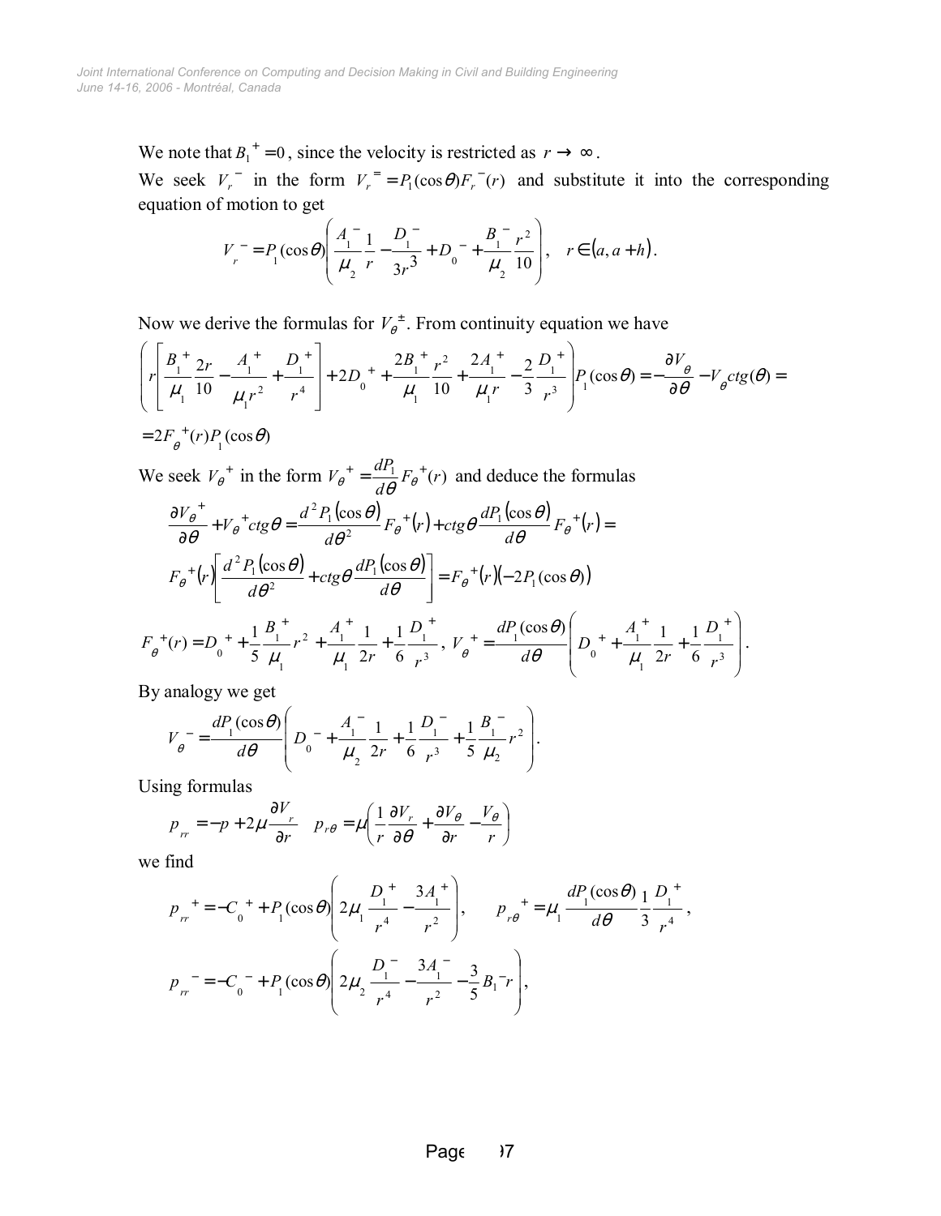We note that $B_1^+ = 0$, since the velocity is restricted as $r \to \infty$.

We seek $V_r^-$ in the form $V_r^= = P_1(\cos\theta) F_r^-(r)$ and substitute it into the corresponding equation of motion to get

$$V_r^- = P_1(\cos\theta)\left(\frac{A_1^-}{\mu_2}\frac{1}{r} - \frac{D_1^-}{3r^3} + D_0^- + \frac{B_1^-}{\mu_2}\frac{r^2}{10}\right), \quad r \in (a, a+h).$$

Now we derive the formulas for $V_\theta^\pm$. From continuity equation we have

$$\left(r\left[\frac{B_1^+}{\mu_1}\frac{2r}{10} - \frac{A_1^+}{\mu_1 r^2} + \frac{D_1^+}{r^4}\right] + 2D_0^+ + \frac{2B_1^+}{\mu_1}\frac{r^2}{10} + \frac{2A_1^+}{\mu_1 r} - \frac{2}{3}\frac{D_1^+}{r^3}\right)P_1(\cos\theta) = -\frac{\partial V_\theta}{\partial\theta} - V_\theta ctg(\theta) =$$

$$= 2F_\theta^+(r)P_1(\cos\theta)$$

We seek $V_\theta^+$ in the form $V_\theta^+ = \frac{dP_1}{d\theta}F_\theta^+(r)$ and deduce the formulas

$$\frac{\partial V_\theta^+}{\partial\theta} + V_\theta^+ ctg\theta = \frac{d^2P_1(\cos\theta)}{d\theta^2}F_\theta^+(r) + ctg\theta\frac{dP_1(\cos\theta)}{d\theta}F_\theta^+(r) =$$

$$F_\theta^+(r)\left[\frac{d^2P_1(\cos\theta)}{d\theta^2} + ctg\theta\frac{dP_1(\cos\theta)}{d\theta}\right] = F_\theta^+(r)(-2P_1(\cos\theta))$$

$$F_\theta^+(r) = D_0^+ + \frac{1}{5}\frac{B_1^+}{\mu_1}r^2 + \frac{A_1^+}{\mu_1}\frac{1}{2r} + \frac{1}{6}\frac{D_1^+}{r^3},\ V_\theta^+ = \frac{dP_1(\cos\theta)}{d\theta}\left(D_0^+ + \frac{A_1^+}{\mu_1}\frac{1}{2r} + \frac{1}{6}\frac{D_1^+}{r^3}\right).$$

By analogy we get

$$V_\theta^- = \frac{dP_1(\cos\theta)}{d\theta}\left(D_0^- + \frac{A_1^-}{\mu_2}\frac{1}{2r} + \frac{1}{6}\frac{D_1^-}{r^3} + \frac{1}{5}\frac{B_1^-}{\mu_2}r^2\right).$$

Using formulas

$$p_{rr} = -p + 2\mu\frac{\partial V_r}{\partial r} \quad p_{r\theta} = \mu\left(\frac{1}{r}\frac{\partial V_r}{\partial\theta} + \frac{\partial V_\theta}{\partial r} - \frac{V_\theta}{r}\right)$$

we find

$$p_{rr}^+ = -C_0^+ + P_1(\cos\theta)\left(2\mu_1\frac{D_1^+}{r^4} - \frac{3A_1^+}{r^2}\right), \qquad p_{r\theta}^+ = \mu_1\frac{dP_1(\cos\theta)}{d\theta}\frac{1}{3}\frac{D_1^+}{r^4},$$

$$p_{rr}^- = -C_0^- + P_1(\cos\theta)\left(2\mu_2\frac{D_1^-}{r^4} - \frac{3A_1^-}{r^2} - \frac{3}{5}B_1^- r\right),$$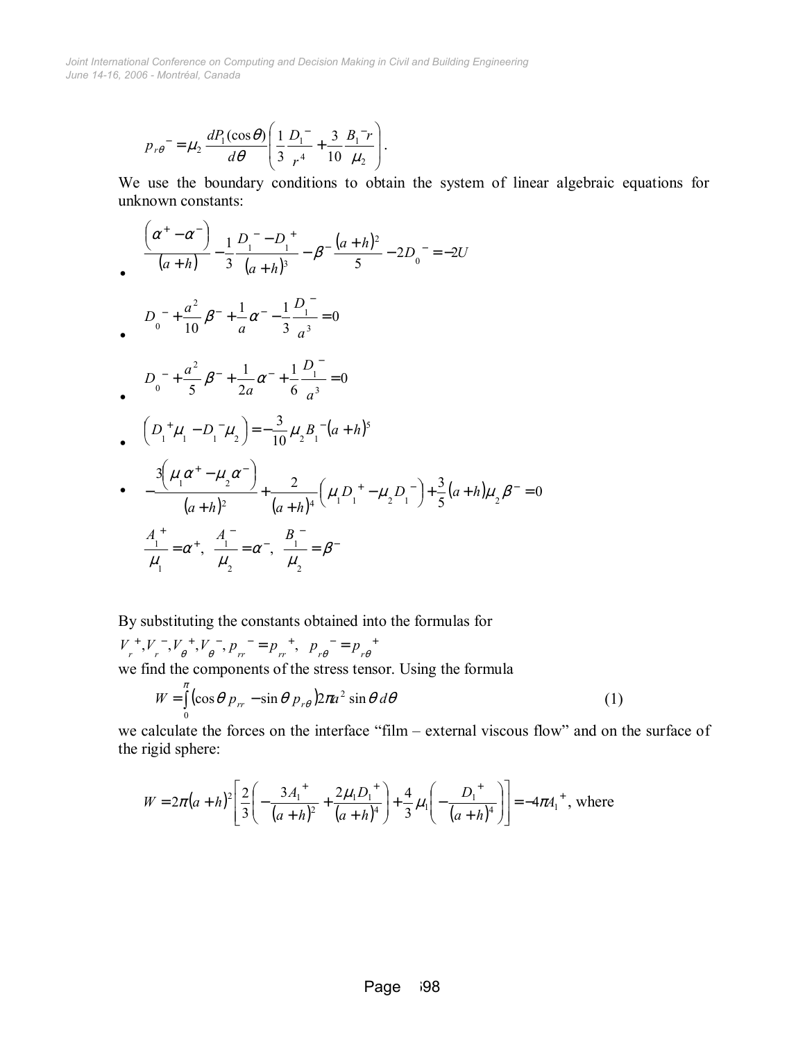$$p_{r\theta}{}^{-} = \mu_2 \frac{dP_1(\cos\theta)}{d\theta}\left(\frac{1}{3}\frac{D_1{}^{-}}{r^4} + \frac{3}{10}\frac{B_1{}^{-}r}{\mu_2}\right).$$

We use the boundary conditions to obtain the system of linear algebraic equations for unknown constants:

- $$\frac{\left(\alpha^{+} - \alpha^{-}\right)}{(a+h)} - \frac{1}{3}\frac{D_1{}^{-} - D_1{}^{+}}{(a+h)^3} - \beta^{-}\frac{(a+h)^2}{5} - 2D_0{}^{-} = -2U$$
- $$D_0{}^{-} + \frac{a^2}{10}\beta^{-} + \frac{1}{a}\alpha^{-} - \frac{1}{3}\frac{D_1{}^{-}}{a^3} = 0$$
- $$D_0{}^{-} + \frac{a^2}{5}\beta^{-} + \frac{1}{2a}\alpha^{-} + \frac{1}{6}\frac{D_1{}^{-}}{a^3} = 0$$
- $$\left(D_1{}^{+}\mu_1 - D_1{}^{-}\mu_2\right) = -\frac{3}{10}\mu_2 B_1{}^{-}(a+h)^5$$
- $$-\frac{3\left(\mu_1\alpha^{+} - \mu_2\alpha^{-}\right)}{(a+h)^2} + \frac{2}{(a+h)^4}\left(\mu_1 D_1{}^{+} - \mu_2 D_1{}^{-}\right) + \frac{3}{5}(a+h)\mu_2\beta^{-} = 0$$

$$\frac{A_1{}^{+}}{\mu_1} = \alpha^{+},\ \frac{A_1{}^{-}}{\mu_2} = \alpha^{-},\ \frac{B_1{}^{-}}{\mu_2} = \beta^{-}$$

By substituting the constants obtained into the formulas for

$V_r{}^{+}, V_r{}^{-}, V_\theta{}^{+}, V_\theta{}^{-}, p_{rr}{}^{-} = p_{rr}{}^{+},\ \ p_{r\theta}{}^{-} = p_{r\theta}{}^{+}$

we find the components of the stress tensor. Using the formula

$$W = \int_0^{\pi}\left(\cos\theta\, p_{rr} - \sin\theta\, p_{r\theta}\right)2\pi a^2 \sin\theta\, d\theta \tag{1}$$

we calculate the forces on the interface "film – external viscous flow" and on the surface of the rigid sphere:

$$W = 2\pi(a+h)^2\left[\frac{2}{3}\left(-\frac{3A_1{}^{+}}{(a+h)^2} + \frac{2\mu_1 D_1{}^{+}}{(a+h)^4}\right) + \frac{4}{3}\mu_1\left(-\frac{D_1{}^{+}}{(a+h)^4}\right)\right] = -4\pi A_1{}^{+},\text{ where}$$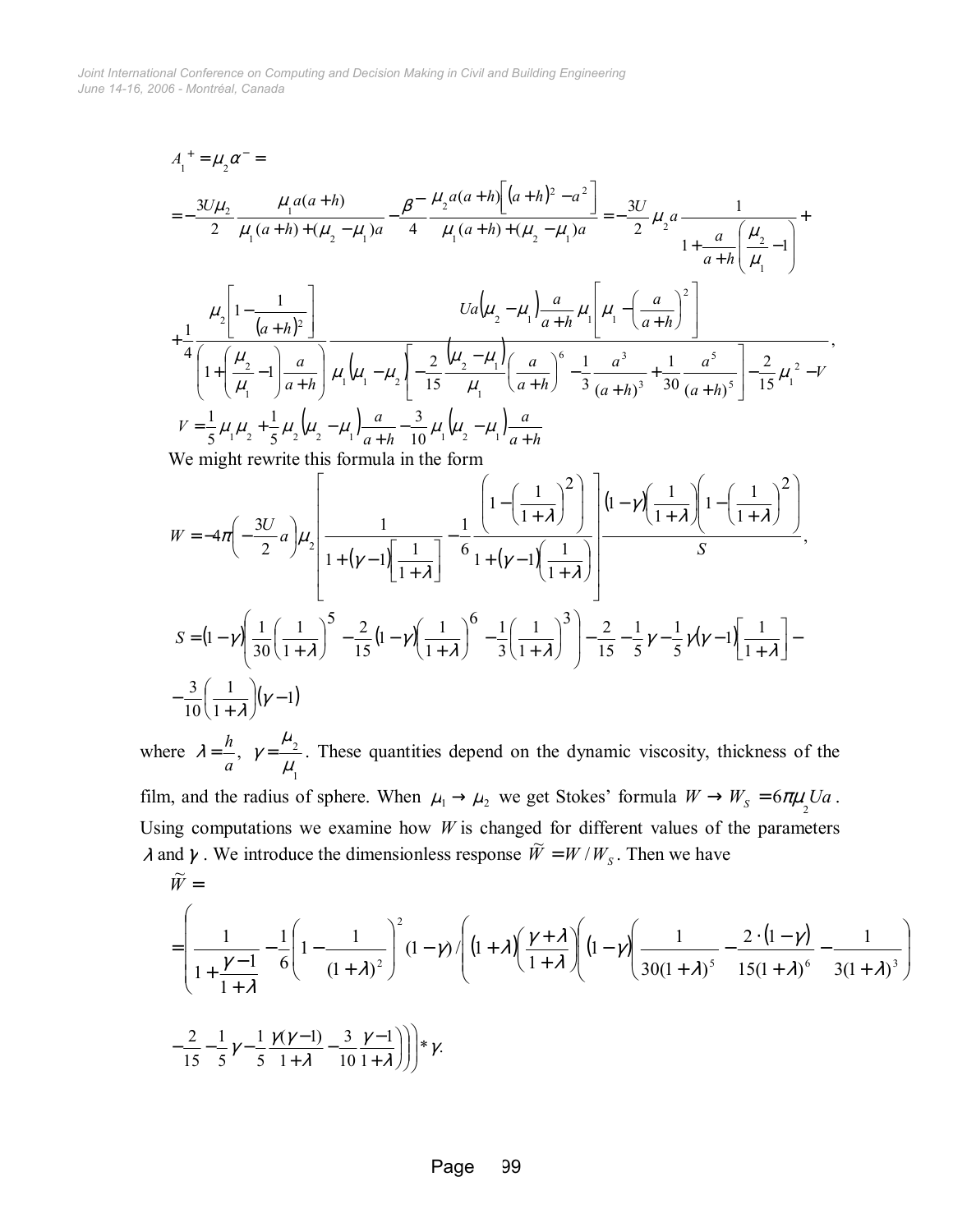$$A_1^{\ +} = \mu_2 \alpha^- =$$

$$= -\frac{3U\mu_2}{2} \frac{\mu_1 a(a+h)}{\mu_1 (a+h) + (\mu_2 - \mu_1) a} - \frac{\beta^-}{4} \frac{\mu_2 a(a+h)\left[(a+h)^2 - a^2\right]}{\mu_1 (a+h) + (\mu_2 - \mu_1) a} = -\frac{3U}{2} \mu_2 a \frac{1}{1 + \frac{a}{a+h}\left(\frac{\mu_2}{\mu_1} - 1\right)} +$$

$$+ \frac{1}{4} \frac{\mu_2 \left[1 - \frac{1}{(a+h)^2}\right]}{\left(1 + \left(\frac{\mu_2}{\mu_1} - 1\right)\frac{a}{a+h}\right)} \frac{Ua(\mu_2 - \mu_1)\frac{a}{a+h}\mu_1\left[\mu_1 - \left(\frac{a}{a+h}\right)^2\right]}{\mu_1(\mu_1 - \mu_2)\left[-\frac{2}{15}\frac{(\mu_2 - \mu_1)}{\mu_1}\left(\frac{a}{a+h}\right)^6 - \frac{1}{3}\frac{a^3}{(a+h)^3} + \frac{1}{30}\frac{a^5}{(a+h)^5}\right] - \frac{2}{15}\mu_1^{\ 2} - V},$$

$$V = \frac{1}{5}\mu_1 \mu_2 + \frac{1}{5}\mu_2(\mu_2 - \mu_1)\frac{a}{a+h} - \frac{3}{10}\mu_1(\mu_2 - \mu_1)\frac{a}{a+h}$$

We might rewrite this formula in the form

$$W = -4\pi\left(-\frac{3U}{2}a\right)\mu_2\left[\frac{1}{1 + (\gamma - 1)\left[\frac{1}{1+\lambda}\right]} - \frac{1}{6}\frac{\left(1 - \left(\frac{1}{1+\lambda}\right)^2\right)}{1 + (\gamma - 1)\left(\frac{1}{1+\lambda}\right)}\right]\frac{(1-\gamma)\left(\frac{1}{1+\lambda}\right)\left(1 - \left(\frac{1}{1+\lambda}\right)^2\right)}{S},$$

$$S = (1-\gamma)\left(\frac{1}{30}\left(\frac{1}{1+\lambda}\right)^5 - \frac{2}{15}(1-\gamma)\left(\frac{1}{1+\lambda}\right)^6 - \frac{1}{3}\left(\frac{1}{1+\lambda}\right)^3\right) - \frac{2}{15} - \frac{1}{5}\gamma - \frac{1}{5}\gamma(\gamma - 1)\left[\frac{1}{1+\lambda}\right] -$$

$$-\frac{3}{10}\left(\frac{1}{1+\lambda}\right)(\gamma - 1)$$

where $\lambda = \frac{h}{a}$, $\gamma = \frac{\mu_2}{\mu_1}$. These quantities depend on the dynamic viscosity, thickness of the film, and the radius of sphere. When $\mu_1 \to \mu_2$ we get Stokes' formula $W \to W_S = 6\pi\mu_2 Ua$. Using computations we examine how $W$ is changed for different values of the parameters $\lambda$ and $\gamma$. We introduce the dimensionless response $\widetilde{W} = W / W_S$. Then we have

$$\widetilde{W} =$$

$$= \left(\frac{1}{1 + \frac{\gamma - 1}{1+\lambda}} - \frac{1}{6}\left(1 - \frac{1}{(1+\lambda)^2}\right)^2 (1-\gamma) \Bigg/ \left((1+\lambda)\left(\frac{\gamma + \lambda}{1+\lambda}\right)\left((1-\gamma)\left(\frac{1}{30(1+\lambda)^5} - \frac{2\cdot(1-\gamma)}{15(1+\lambda)^6} - \frac{1}{3(1+\lambda)^3}\right)\right.\right.\right.$$

$$\left.\left.\left.- \frac{2}{15} - \frac{1}{5}\gamma - \frac{1}{5}\frac{\gamma(\gamma - 1)}{1+\lambda} - \frac{3}{10}\frac{\gamma - 1}{1+\lambda}\right)\right)\right) * \gamma.$$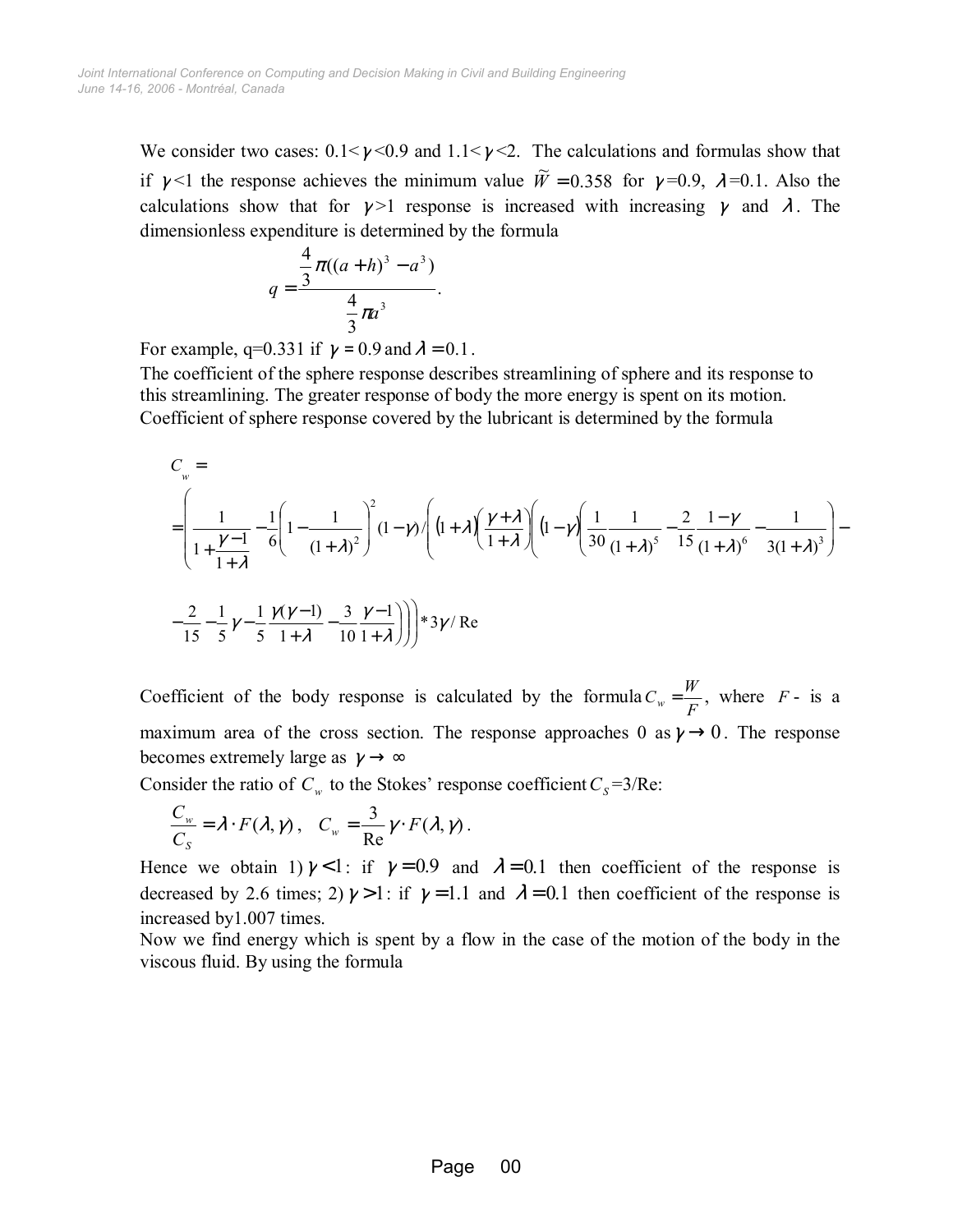We consider two cases: $0.1<\gamma<0.9$ and $1.1<\gamma<2$. The calculations and formulas show that if $\gamma<1$ the response achieves the minimum value $\widetilde{W}=0.358$ for $\gamma=0.9$, $\lambda=0.1$. Also the calculations show that for $\gamma>1$ response is increased with increasing $\gamma$ and $\lambda$. The dimensionless expenditure is determined by the formula

$$q=\frac{\frac{4}{3}\pi((a+h)^3-a^3)}{\frac{4}{3}\pi a^3}.$$

For example, q=0.331 if $\gamma=0.9$ and $\lambda=0.1$.

The coefficient of the sphere response describes streamlining of sphere and its response to this streamlining. The greater response of body the more energy is spent on its motion. Coefficient of sphere response covered by the lubricant is determined by the formula

$$C_w=$$

$$=\left(\frac{1}{1+\frac{\gamma-1}{1+\lambda}}-\frac{1}{6}\left(1-\frac{1}{(1+\lambda)^2}\right)^2(1-\gamma)/\left((1+\lambda)\left(\frac{\gamma+\lambda}{1+\lambda}\right)\left((1-\gamma)\left(\frac{1}{30}\frac{1}{(1+\lambda)^5}-\frac{2}{15}\frac{1-\gamma}{(1+\lambda)^6}-\frac{1}{3(1+\lambda)^3}\right)-\right.\right.\right.$$

$$\left.\left.\left.-\frac{2}{15}-\frac{1}{5}\gamma-\frac{1}{5}\frac{\gamma(\gamma-1)}{1+\lambda}-\frac{3}{10}\frac{\gamma-1}{1+\lambda}\right)\right)\right)*3\gamma/\mathrm{Re}$$

Coefficient of the body response is calculated by the formula $C_w=\frac{W}{F}$, where $F$ - is a maximum area of the cross section. The response approaches 0 as $\gamma\to 0$. The response becomes extremely large as $\gamma\to\infty$

Consider the ratio of $C_w$ to the Stokes' response coefficient $C_S$=3/Re:

$$\frac{C_w}{C_S}=\lambda\cdot F(\lambda,\gamma),\quad C_w=\frac{3}{\mathrm{Re}}\gamma\cdot F(\lambda,\gamma).$$

Hence we obtain 1) $\gamma<1$: if $\gamma=0.9$ and $\lambda=0.1$ then coefficient of the response is decreased by 2.6 times; 2) $\gamma>1$: if $\gamma=1.1$ and $\lambda=0.1$ then coefficient of the response is increased by1.007 times.

Now we find energy which is spent by a flow in the case of the motion of the body in the viscous fluid. By using the formula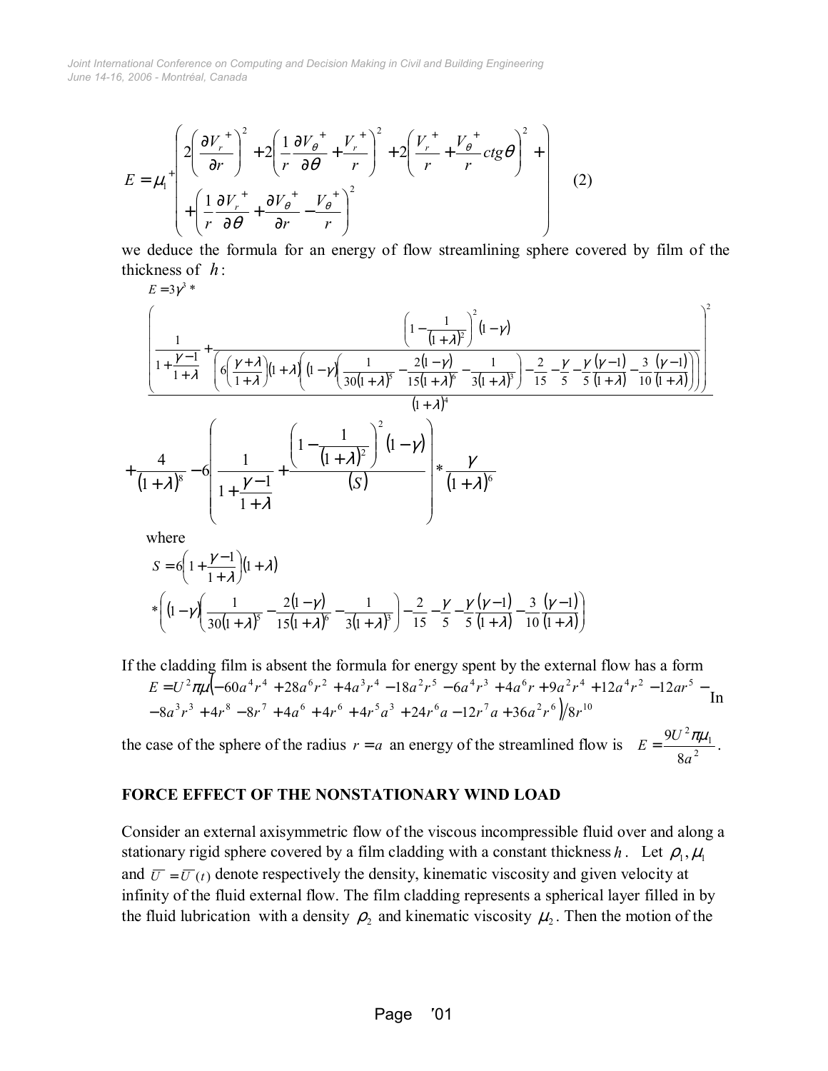$$E = \mu_1^+ \left( \begin{array}{l} 2\left(\dfrac{\partial V_r^+}{\partial r}\right)^2 + 2\left(\dfrac{1}{r}\dfrac{\partial V_\theta^+}{\partial \theta} + \dfrac{V_r^+}{r}\right)^2 + 2\left(\dfrac{V_r^+}{r} + \dfrac{V_\theta^+}{r} ctg\theta\right)^2 + \\ + \left(\dfrac{1}{r}\dfrac{\partial V_r^+}{\partial \theta} + \dfrac{\partial V_\theta^+}{\partial r} - \dfrac{V_\theta^+}{r}\right)^2 \end{array} \right) \quad (2)$$

we deduce the formula for an energy of flow streamlining sphere covered by film of the thickness of $h$:

$$E = 3\gamma^3 *$$

$$\left( \frac{\dfrac{1}{1+\dfrac{\gamma-1}{1+\lambda}} + \dfrac{\left(1-\dfrac{1}{(1+\lambda)^2}\right)^2 (1-\gamma)}{\left(6\left(\dfrac{\gamma+\lambda}{1+\lambda}\right)(1+\lambda)\left((1-\gamma)\left(\dfrac{1}{30(1+\lambda)^5} - \dfrac{2(1-\gamma)}{15(1+\lambda)^6} - \dfrac{1}{3(1+\lambda)^3}\right) - \dfrac{2}{15} - \dfrac{\gamma}{5} - \dfrac{\gamma}{5}\dfrac{(\gamma-1)}{(1+\lambda)} - \dfrac{3}{10}\dfrac{(\gamma-1)}{(1+\lambda)}\right)\right)}}{(1+\lambda)^4} \right)^2$$

$$+ \frac{4}{(1+\lambda)^8} - 6\left( \frac{1}{1+\dfrac{\gamma-1}{1+\lambda}} + \frac{\left(1-\dfrac{1}{(1+\lambda)^2}\right)^2 (1-\gamma)}{(S)} \right) * \frac{\gamma}{(1+\lambda)^6}$$

where

$$S = 6\left(1+\frac{\gamma-1}{1+\lambda}\right)(1+\lambda)$$

$$*\left((1-\gamma)\left(\frac{1}{30(1+\lambda)^5} - \frac{2(1-\gamma)}{15(1+\lambda)^6} - \frac{1}{3(1+\lambda)^3}\right) - \frac{2}{15} - \frac{\gamma}{5} - \frac{\gamma}{5}\frac{(\gamma-1)}{(1+\lambda)} - \frac{3}{10}\frac{(\gamma-1)}{(1+\lambda)}\right)$$

If the cladding film is absent the formula for energy spent by the external flow has a form

$$E = U^2\pi\mu\left(-60a^4r^4 + 28a^6r^2 + 4a^3r^4 - 18a^2r^5 - 6a^4r^3 + 4a^6r + 9a^2r^4 + 12a^4r^2 - 12ar^5 - -8a^3r^3 + 4r^8 - 8r^7 + 4a^6 + 4r^6 + 4r^5a^3 + 24r^6a - 12r^7a + 36a^2r^6\right)/8r^{10}$$

In the case of the sphere of the radius $r = a$ an energy of the streamlined flow is $E = \dfrac{9U^2\pi\mu_1}{8a^2}$.

## FORCE EFFECT OF THE NONSTATIONARY WIND LOAD

Consider an external axisymmetric flow of the viscous incompressible fluid over and along a stationary rigid sphere covered by a film cladding with a constant thickness $h$. Let $\rho_1, \mu_1$ and $\overline{U} = \overline{U}(t)$ denote respectively the density, kinematic viscosity and given velocity at infinity of the fluid external flow. The film cladding represents a spherical layer filled in by the fluid lubrication with a density $\rho_2$ and kinematic viscosity $\mu_2$. Then the motion of the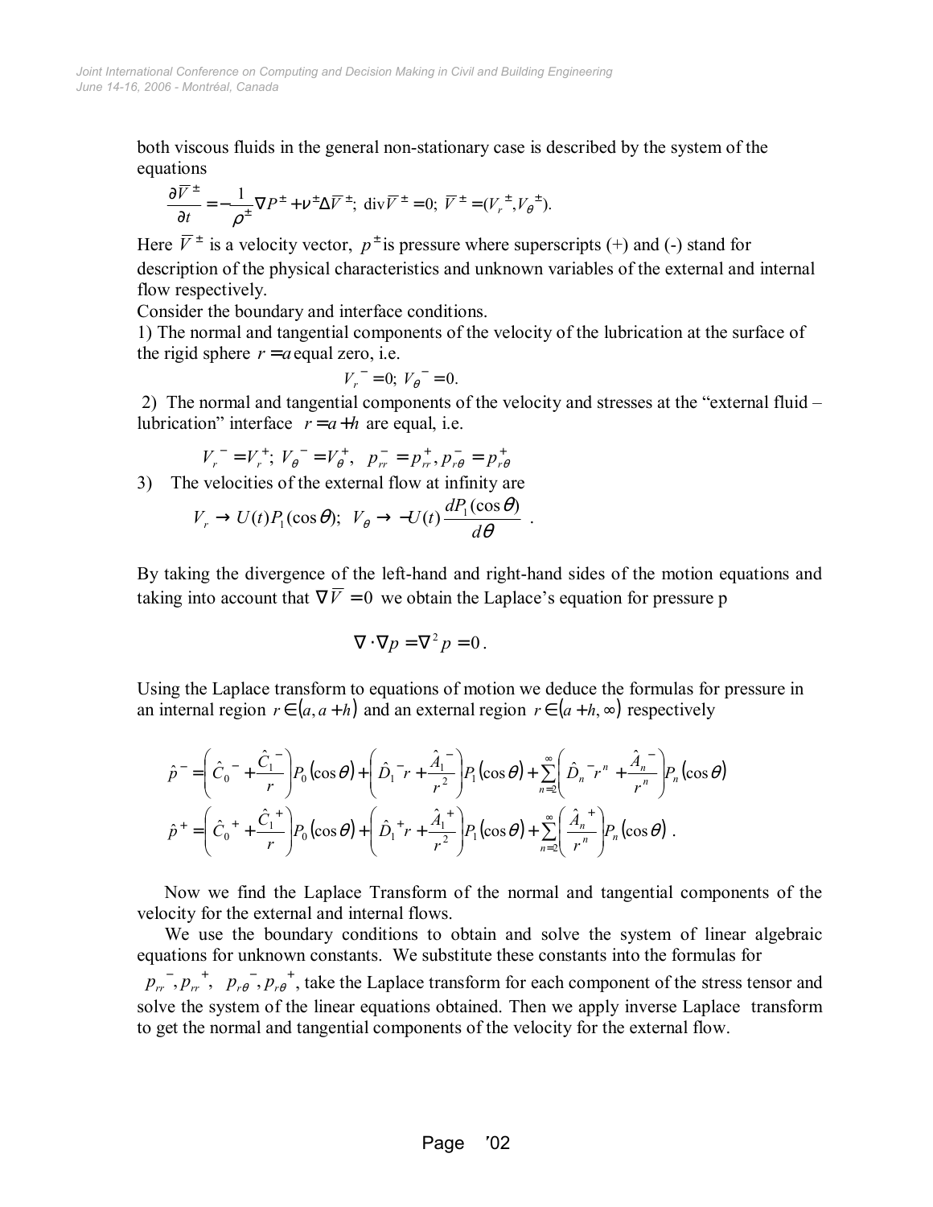both viscous fluids in the general non-stationary case is described by the system of the equations

$$\frac{\partial \overline{V}^{\pm}}{\partial t} = -\frac{1}{\rho^{\pm}} \nabla P^{\pm} + \nu^{\pm} \Delta \overline{V}^{\pm}; \ \text{div} \overline{V}^{\pm} = 0; \ \overline{V}^{\pm} = (V_r^{\pm}, V_\theta^{\pm}).$$

Here $\overline{V}^{\pm}$ is a velocity vector, $p^{\pm}$ is pressure where superscripts (+) and (-) stand for description of the physical characteristics and unknown variables of the external and internal flow respectively.

Consider the boundary and interface conditions.

1) The normal and tangential components of the velocity of the lubrication at the surface of the rigid sphere $r = a$ equal zero, i.e.

$$V_r^- = 0; \ V_\theta^- = 0.$$

2) The normal and tangential components of the velocity and stresses at the "external fluid – lubrication" interface $r = a + h$ are equal, i.e.

$$V_r^- = V_r^+; \ V_\theta^- = V_\theta^+, \quad p_{rr}^- = p_{rr}^+, p_{r\theta}^- = p_{r\theta}^+$$

3) The velocities of the external flow at infinity are

$$V_r \to U(t) P_1(\cos\theta); \ V_\theta \to -U(t) \frac{dP_1(\cos\theta)}{d\theta}.$$

By taking the divergence of the left-hand and right-hand sides of the motion equations and taking into account that $\nabla \overline{V} = 0$ we obtain the Laplace's equation for pressure p

$$\nabla \cdot \nabla p = \nabla^2 p = 0.$$

Using the Laplace transform to equations of motion we deduce the formulas for pressure in an internal region $r \in (a, a+h)$ and an external region $r \in (a+h, \infty)$ respectively

$$\hat{p}^- = \left( \hat{C}_0^- + \frac{\hat{C}_1^-}{r} \right) P_0(\cos\theta) + \left( \hat{D}_1^- r + \frac{\hat{A}_1^-}{r^2} \right) P_1(\cos\theta) + \sum_{n=2}^{\infty} \left( \hat{D}_n^- r^n + \frac{\hat{A}_n^-}{r^n} \right) P_n(\cos\theta)$$

$$\hat{p}^+ = \left( \hat{C}_0^+ + \frac{\hat{C}_1^+}{r} \right) P_0(\cos\theta) + \left( \hat{D}_1^+ r + \frac{\hat{A}_1^+}{r^2} \right) P_1(\cos\theta) + \sum_{n=2}^{\infty} \left( \frac{\hat{A}_n^+}{r^n} \right) P_n(\cos\theta).$$

Now we find the Laplace Transform of the normal and tangential components of the velocity for the external and internal flows.

We use the boundary conditions to obtain and solve the system of linear algebraic equations for unknown constants. We substitute these constants into the formulas for $p_{rr}^-, p_{rr}^+, \ p_{r\theta}^-, p_{r\theta}^+$, take the Laplace transform for each component of the stress tensor and solve the system of the linear equations obtained. Then we apply inverse Laplace transform to get the normal and tangential components of the velocity for the external flow.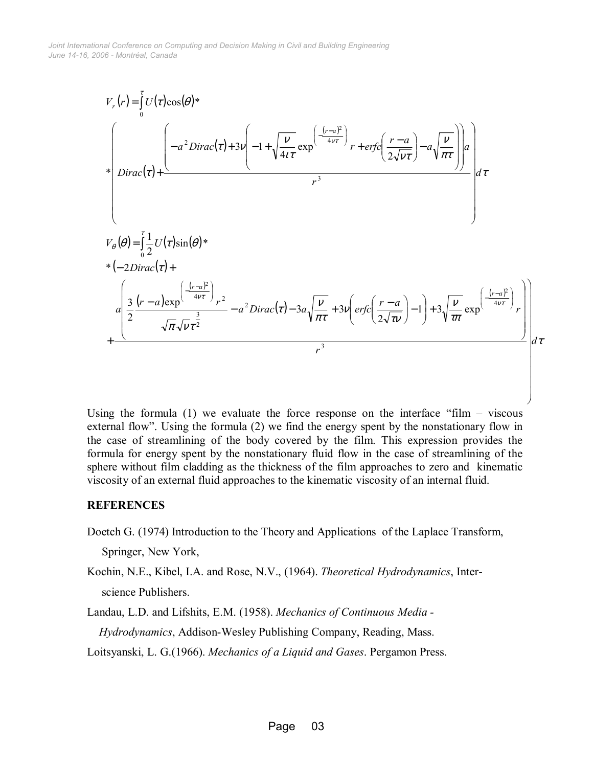$$V_r(r) = \int_0^{\tau} U(\tau)\cos(\theta) *$$

$$* \left( Dirac(\tau) + \frac{\left( -a^2 Dirac(\tau) + 3\nu\left( -1 + \sqrt{\frac{\nu}{4\iota\tau}} \exp^{\left(-\frac{(r-a)^2}{4\nu\tau}\right)} r + erfc\left(\frac{r-a}{2\sqrt{\nu\tau}}\right) - a\sqrt{\frac{\nu}{\pi\tau}} \right) \right) a}{r^3} \right) d\tau$$

$$V_\theta(\theta) = \int_0^{\tau} \frac{1}{2} U(\tau)\sin(\theta) *$$

$$* \left( -2Dirac(\tau) + \right.$$

$$\left. + \frac{a\left( \frac{3}{2}\frac{(r-a)\exp^{\left(-\frac{(r-a)^2}{4\nu\tau}\right)} r^2}{\sqrt{\pi}\sqrt{\nu}\tau^{\frac{3}{2}}} - a^2 Dirac(\tau) - 3a\sqrt{\frac{\nu}{\pi\tau}} + 3\nu\left( erfc\left(\frac{r-a}{2\sqrt{\tau\nu}}\right) - 1 \right) + 3\sqrt{\frac{\nu}{\tau\pi}} \exp^{\left(-\frac{(r-a)^2}{4\nu\tau}\right)} r \right)}{r^3} \right) d\tau$$

Using the formula (1) we evaluate the force response on the interface "film – viscous external flow". Using the formula (2) we find the energy spent by the nonstationary flow in the case of streamlining of the body covered by the film. This expression provides the formula for energy spent by the nonstationary fluid flow in the case of streamlining of the sphere without film cladding as the thickness of the film approaches to zero and kinematic viscosity of an external fluid approaches to the kinematic viscosity of an internal fluid.

## REFERENCES

Doetch G. (1974) Introduction to the Theory and Applications of the Laplace Transform, Springer, New York,

Kochin, N.E., Kibel, I.A. and Rose, N.V., (1964). *Theoretical Hydrodynamics*, Interscience Publishers.

Landau, L.D. and Lifshits, E.M. (1958). *Mechanics of Continuous Media - Hydrodynamics*, Addison-Wesley Publishing Company, Reading, Mass.

Loitsyanski, L. G.(1966). *Mechanics of a Liquid and Gases*. Pergamon Press.